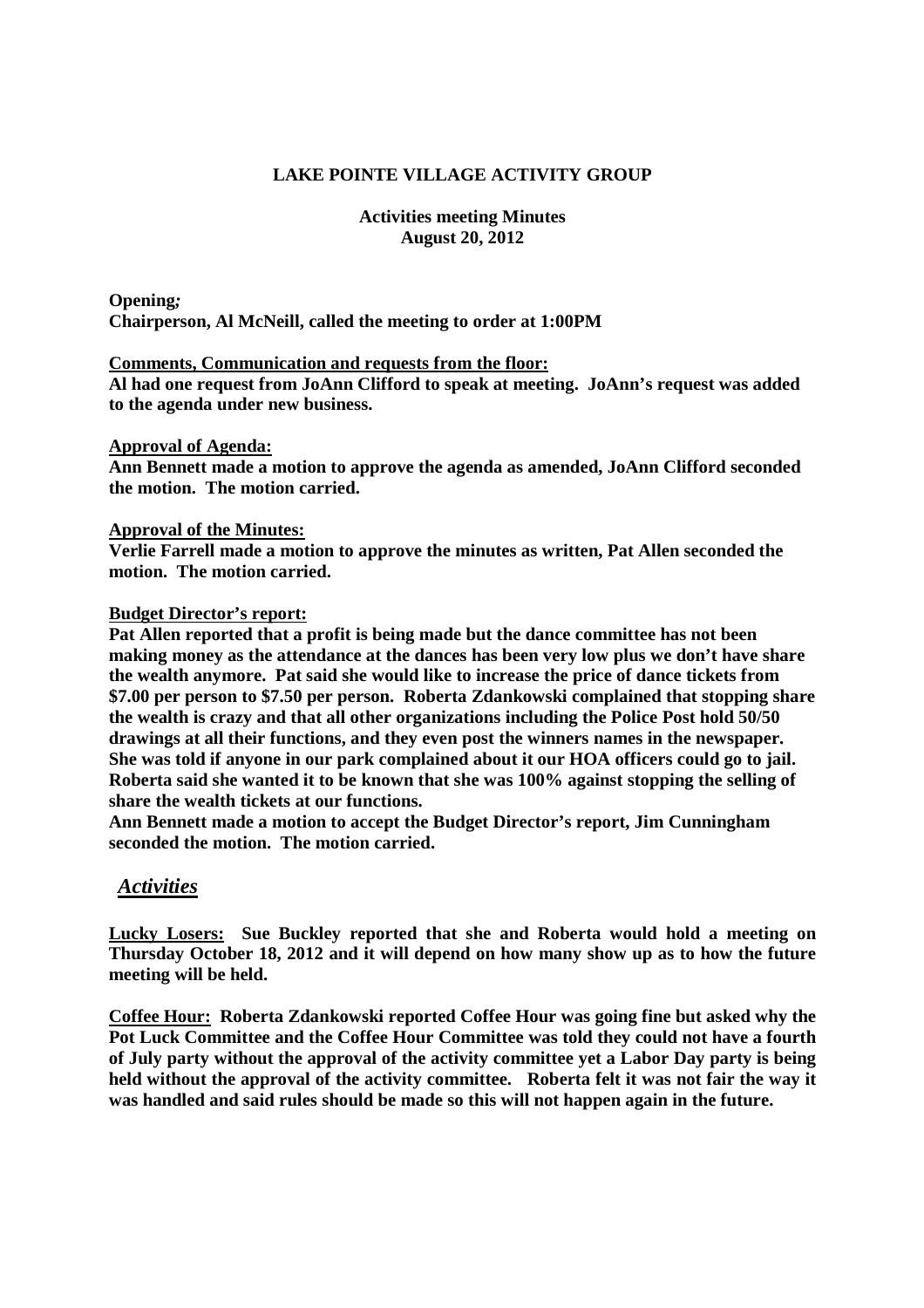# LAKE POINTE VILLAGE ACTIVITY GROUP

**Activities meeting Minutes**
**August 20, 2012**

**Opening;**
**Chairperson, Al McNeill, called the meeting to order at 1:00PM**

**Comments, Communication and requests from the floor:**
**Al had one request from JoAnn Clifford to speak at meeting. JoAnn's request was added to the agenda under new business.**

**Approval of Agenda:**
**Ann Bennett made a motion to approve the agenda as amended, JoAnn Clifford seconded the motion. The motion carried.**

**Approval of the Minutes:**
**Verlie Farrell made a motion to approve the minutes as written, Pat Allen seconded the motion. The motion carried.**

**Budget Director's report:**
**Pat Allen reported that a profit is being made but the dance committee has not been making money as the attendance at the dances has been very low plus we don't have share the wealth anymore. Pat said she would like to increase the price of dance tickets from \$7.00 per person to \$7.50 per person. Roberta Zdankowski complained that stopping share the wealth is crazy and that all other organizations including the Police Post hold 50/50 drawings at all their functions, and they even post the winners names in the newspaper. She was told if anyone in our park complained about it our HOA officers could go to jail. Roberta said she wanted it to be known that she was 100% against stopping the selling of share the wealth tickets at our functions.**
**Ann Bennett made a motion to accept the Budget Director's report, Jim Cunningham seconded the motion. The motion carried.**

## *Activities*

**Lucky Losers: Sue Buckley reported that she and Roberta would hold a meeting on Thursday October 18, 2012 and it will depend on how many show up as to how the future meeting will be held.**

**Coffee Hour: Roberta Zdankowski reported Coffee Hour was going fine but asked why the Pot Luck Committee and the Coffee Hour Committee was told they could not have a fourth of July party without the approval of the activity committee yet a Labor Day party is being held without the approval of the activity committee. Roberta felt it was not fair the way it was handled and said rules should be made so this will not happen again in the future.**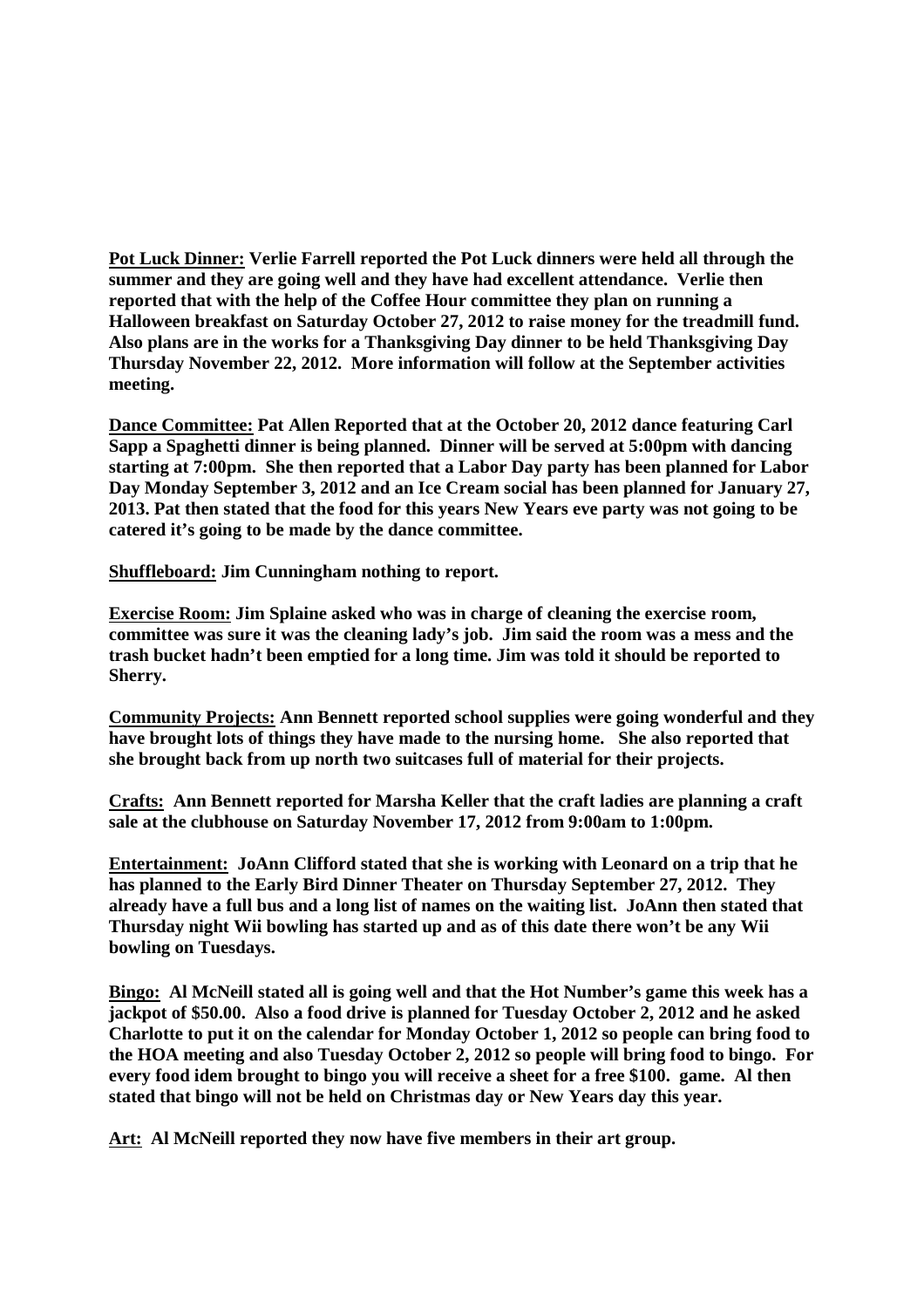**<u>Pot Luck Dinner:</u> Verlie Farrell reported the Pot Luck dinners were held all through the summer and they are going well and they have had excellent attendance. Verlie then reported that with the help of the Coffee Hour committee they plan on running a Halloween breakfast on Saturday October 27, 2012 to raise money for the treadmill fund. Also plans are in the works for a Thanksgiving Day dinner to be held Thanksgiving Day Thursday November 22, 2012. More information will follow at the September activities meeting.**

**<u>Dance Committee:</u> Pat Allen Reported that at the October 20, 2012 dance featuring Carl Sapp a Spaghetti dinner is being planned. Dinner will be served at 5:00pm with dancing starting at 7:00pm. She then reported that a Labor Day party has been planned for Labor Day Monday September 3, 2012 and an Ice Cream social has been planned for January 27, 2013. Pat then stated that the food for this years New Years eve party was not going to be catered it's going to be made by the dance committee.**

**<u>Shuffleboard:</u> Jim Cunningham nothing to report.**

**<u>Exercise Room:</u> Jim Splaine asked who was in charge of cleaning the exercise room, committee was sure it was the cleaning lady's job. Jim said the room was a mess and the trash bucket hadn't been emptied for a long time. Jim was told it should be reported to Sherry.**

**<u>Community Projects:</u> Ann Bennett reported school supplies were going wonderful and they have brought lots of things they have made to the nursing home. She also reported that she brought back from up north two suitcases full of material for their projects.**

**<u>Crafts:</u> Ann Bennett reported for Marsha Keller that the craft ladies are planning a craft sale at the clubhouse on Saturday November 17, 2012 from 9:00am to 1:00pm.**

**<u>Entertainment:</u> JoAnn Clifford stated that she is working with Leonard on a trip that he has planned to the Early Bird Dinner Theater on Thursday September 27, 2012. They already have a full bus and a long list of names on the waiting list. JoAnn then stated that Thursday night Wii bowling has started up and as of this date there won't be any Wii bowling on Tuesdays.**

**<u>Bingo:</u> Al McNeill stated all is going well and that the Hot Number's game this week has a jackpot of $50.00. Also a food drive is planned for Tuesday October 2, 2012 and he asked Charlotte to put it on the calendar for Monday October 1, 2012 so people can bring food to the HOA meeting and also Tuesday October 2, 2012 so people will bring food to bingo. For every food idem brought to bingo you will receive a sheet for a free $100. game. Al then stated that bingo will not be held on Christmas day or New Years day this year.**

**<u>Art:</u> Al McNeill reported they now have five members in their art group.**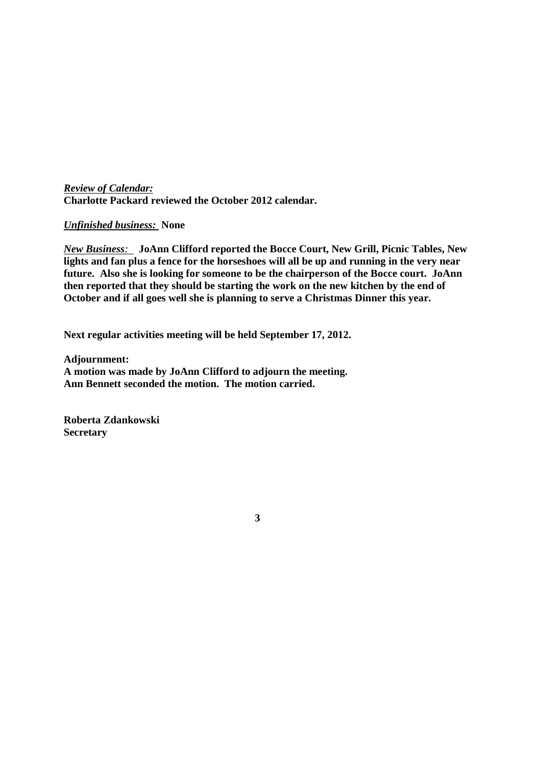***Review of Calendar:***
**Charlotte Packard reviewed the October 2012 calendar.**

***Unfinished business:*** **None**

***New Business:*** **JoAnn Clifford reported the Bocce Court, New Grill, Picnic Tables, New lights and fan plus a fence for the horseshoes will all be up and running in the very near future. Also she is looking for someone to be the chairperson of the Bocce court. JoAnn then reported that they should be starting the work on the new kitchen by the end of October and if all goes well she is planning to serve a Christmas Dinner this year.**

**Next regular activities meeting will be held September 17, 2012.**

**Adjournment:**
**A motion was made by JoAnn Clifford to adjourn the meeting.**
**Ann Bennett seconded the motion. The motion carried.**

**Roberta Zdankowski**
**Secretary**